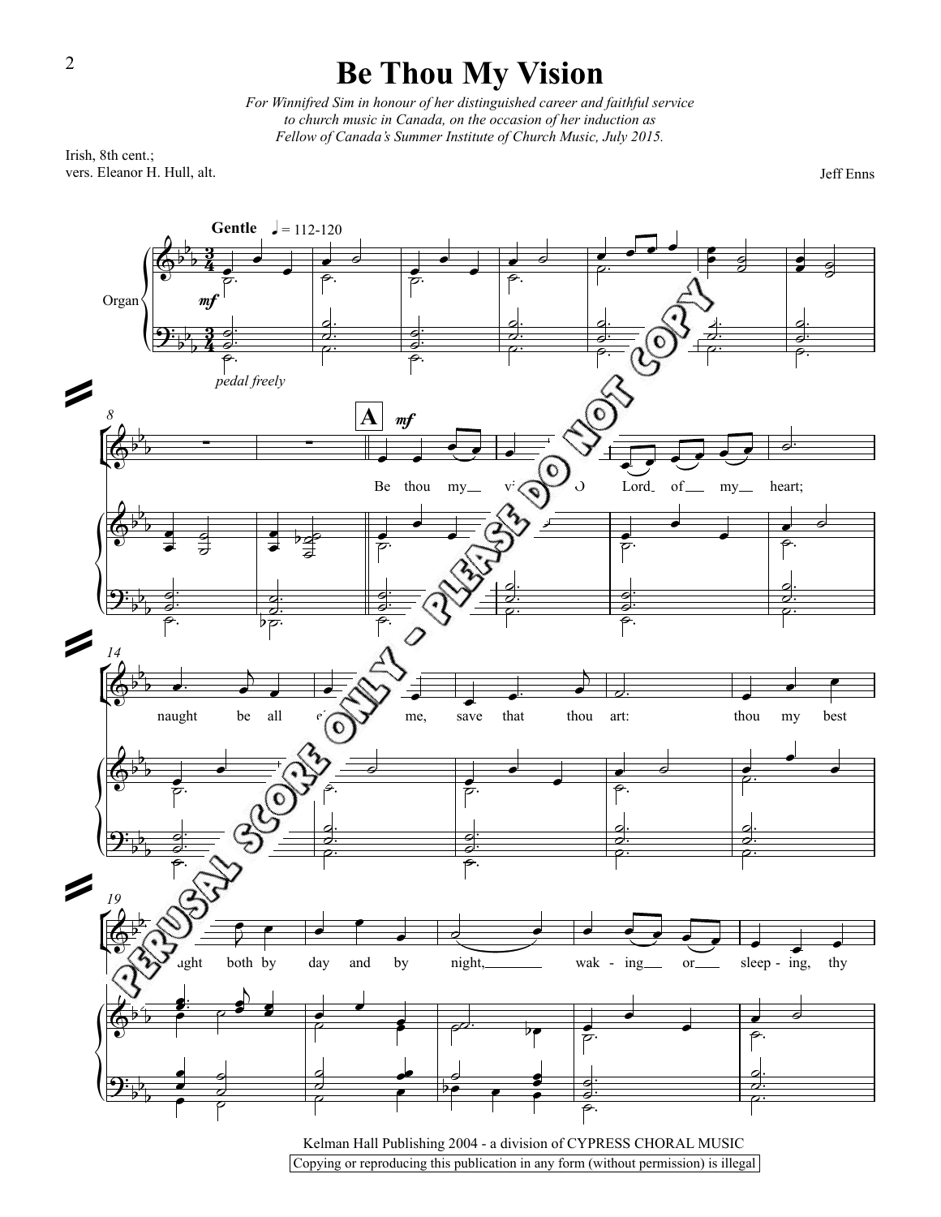# Be Thou My Vision

*For Winnifred Sim in honour of her distinguished career and faithful service to church music in Canada, on the occasion of her induction as Fellow of Canada's Summer Institute of Church Music, July 2015.*

Irish, 8th cent.;
vers. Eleanor H. Hull, alt.

Jeff Enns

Gentle ♩ = 112-120

Organ

*mf*

*pedal freely*

**A** *mf*

Be thou my vision, O Lord of my heart; naught be all else to me, save that thou art: thou my best thought both by day and by night, waking or sleeping, thy

PERUSAL SCORE ONLY - PLEASE DO NOT COPY

Kelman Hall Publishing 2004 - a division of CYPRESS CHORAL MUSIC

Copying or reproducing this publication in any form (without permission) is illegal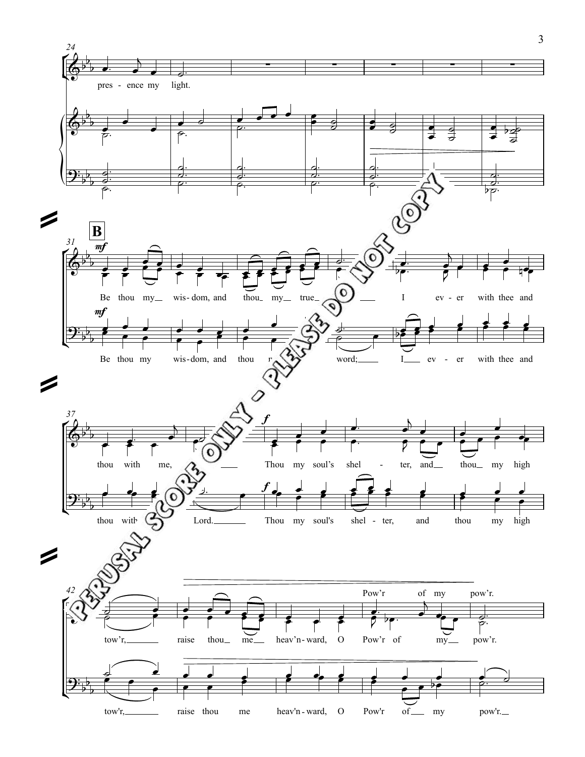24

pres - ence my light.

**B**

31

*mf*

Be thou my wis - dom, and thou my true I ev - er with thee and

*mf*

Be thou my wis - dom, and thou r word; I ev - er with thee and

37

*f*

thou with me, Thou my soul's shel - ter, and thou my high

*f*

thou with Lord. Thou my soul's shel - ter, and thou my high

42

Pow'r of my pow'r.

tow'r, raise thou me heav'n - ward, O Pow'r of my pow'r.

tow'r, raise thou me heav'n - ward, O Pow'r of my pow'r.

PERUSAL SCORE ONLY - PLEASE DO NOT COPY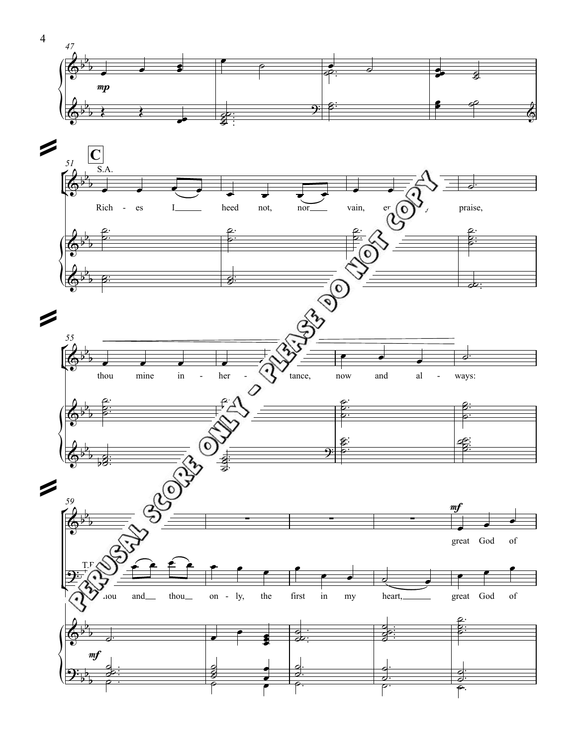C

S.A.

Rich - es I heed not, nor vain, empty praise,

thou mine in - her - itance, now and al - ways:

great God of

T.B.

thou and thou on - ly, the first in my heart, great God of

PERUSAL SCORE ONLY - PLEASE DO NOT COPY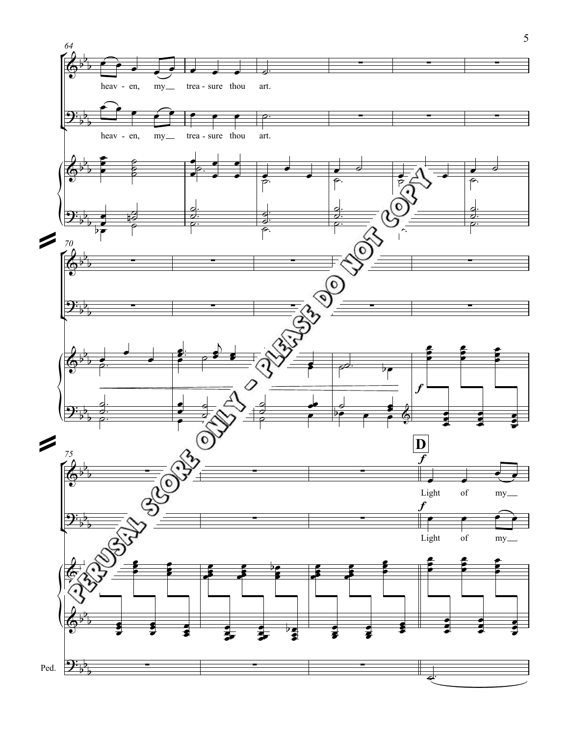64

heav - en, my trea - sure thou art.

heav - en, my trea - sure thou art.

70

75

**D**

*f*

Light of my

*f*

Light of my

*f*

Ped.

PERUSAL SCORE ONLY - PLEASE DO NOT COPY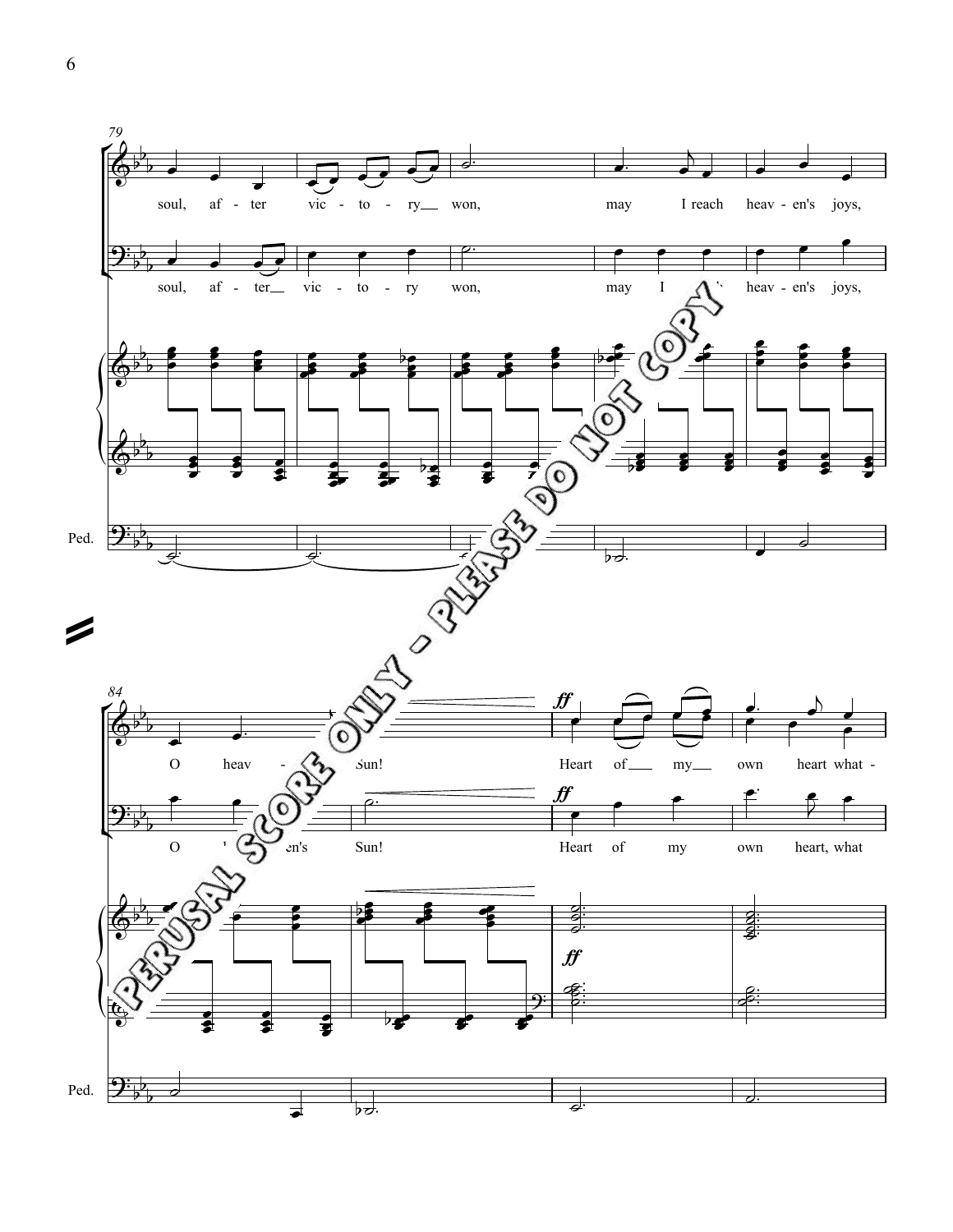79

soul, af - ter vic - to - ry won, may I reach heav - en's joys,

soul, af - ter vic - to - ry won, may I heav - en's joys,

Ped.

84

O heav - Sun! Heart of my own heart what -

O en's Sun! Heart of my own heart, what

*ff*

Ped.

PERUSAL SCORE ONLY - PLEASE DO NOT COPY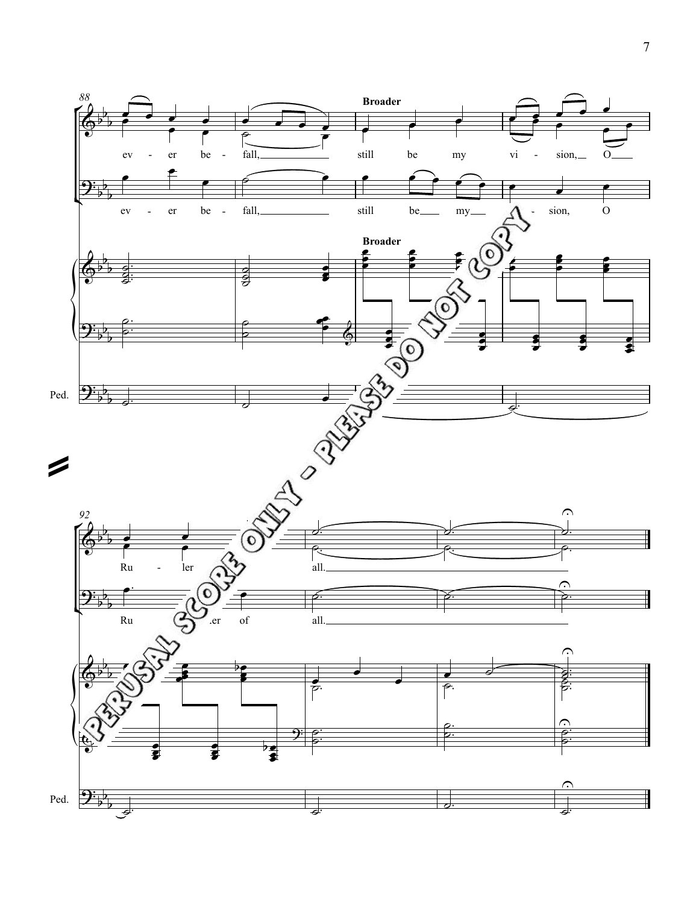88

Broader

ev - er be - fall, still be my vi - sion, O

ev - er be - fall, still be my vision, O

Broader

Ped.

PERUSAL SCORE ONLY - PLEASE DO NOT COPY

92

Ru - ler all.

Ru ler of all.

Ped.